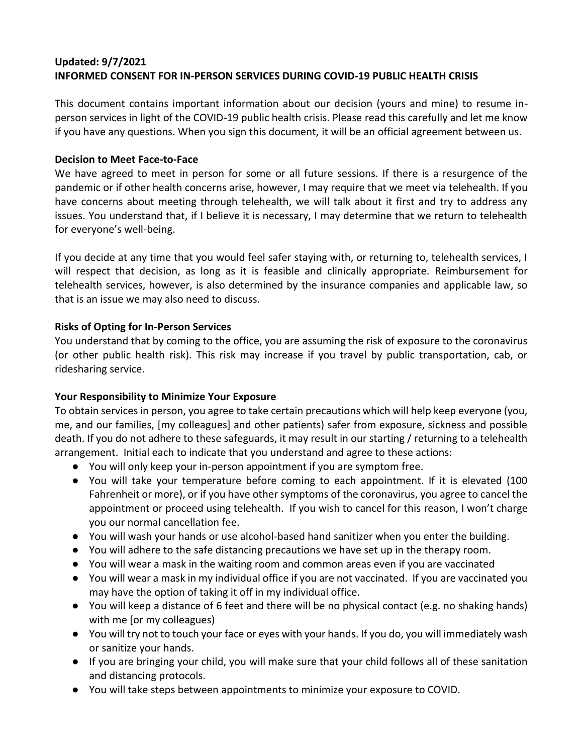**Updated: 9/7/2021**
**INFORMED CONSENT FOR IN-PERSON SERVICES DURING COVID-19 PUBLIC HEALTH CRISIS**

This document contains important information about our decision (yours and mine) to resume in-person services in light of the COVID-19 public health crisis. Please read this carefully and let me know if you have any questions. When you sign this document, it will be an official agreement between us.

**Decision to Meet Face-to-Face**

We have agreed to meet in person for some or all future sessions. If there is a resurgence of the pandemic or if other health concerns arise, however, I may require that we meet via telehealth. If you have concerns about meeting through telehealth, we will talk about it first and try to address any issues. You understand that, if I believe it is necessary, I may determine that we return to telehealth for everyone's well-being.

If you decide at any time that you would feel safer staying with, or returning to, telehealth services, I will respect that decision, as long as it is feasible and clinically appropriate. Reimbursement for telehealth services, however, is also determined by the insurance companies and applicable law, so that is an issue we may also need to discuss.

**Risks of Opting for In-Person Services**

You understand that by coming to the office, you are assuming the risk of exposure to the coronavirus (or other public health risk). This risk may increase if you travel by public transportation, cab, or ridesharing service.

**Your Responsibility to Minimize Your Exposure**

To obtain services in person, you agree to take certain precautions which will help keep everyone (you, me, and our families, [my colleagues] and other patients) safer from exposure, sickness and possible death. If you do not adhere to these safeguards, it may result in our starting / returning to a telehealth arrangement. Initial each to indicate that you understand and agree to these actions:

- You will only keep your in-person appointment if you are symptom free.
- You will take your temperature before coming to each appointment. If it is elevated (100 Fahrenheit or more), or if you have other symptoms of the coronavirus, you agree to cancel the appointment or proceed using telehealth. If you wish to cancel for this reason, I won't charge you our normal cancellation fee.
- You will wash your hands or use alcohol-based hand sanitizer when you enter the building.
- You will adhere to the safe distancing precautions we have set up in the therapy room.
- You will wear a mask in the waiting room and common areas even if you are vaccinated
- You will wear a mask in my individual office if you are not vaccinated. If you are vaccinated you may have the option of taking it off in my individual office.
- You will keep a distance of 6 feet and there will be no physical contact (e.g. no shaking hands) with me [or my colleagues)
- You will try not to touch your face or eyes with your hands. If you do, you will immediately wash or sanitize your hands.
- If you are bringing your child, you will make sure that your child follows all of these sanitation and distancing protocols.
- You will take steps between appointments to minimize your exposure to COVID.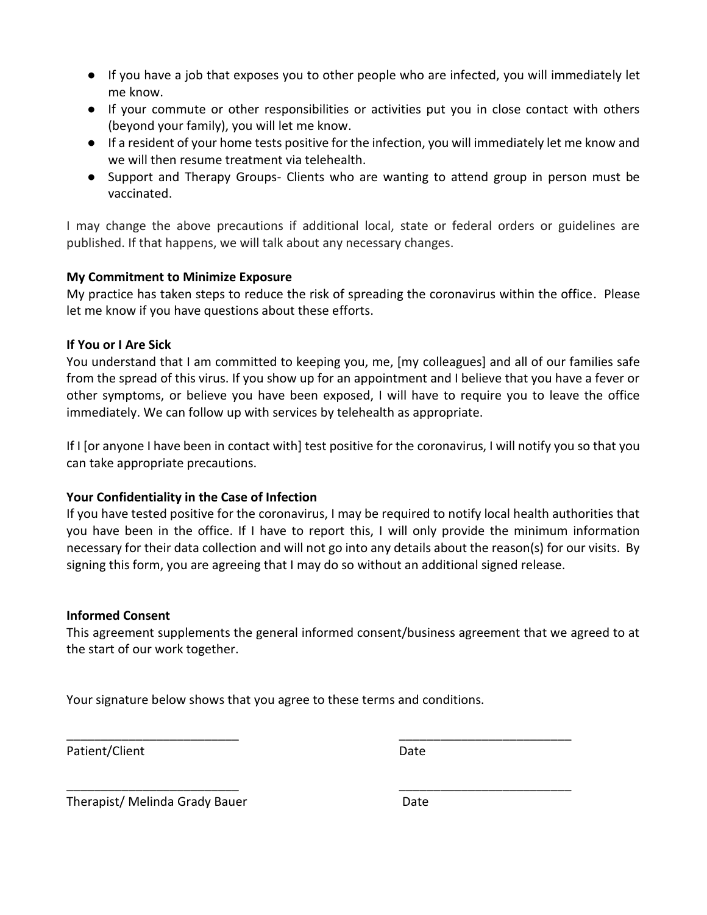- If you have a job that exposes you to other people who are infected, you will immediately let me know.
- If your commute or other responsibilities or activities put you in close contact with others (beyond your family), you will let me know.
- If a resident of your home tests positive for the infection, you will immediately let me know and we will then resume treatment via telehealth.
- Support and Therapy Groups- Clients who are wanting to attend group in person must be vaccinated.

I may change the above precautions if additional local, state or federal orders or guidelines are published. If that happens, we will talk about any necessary changes.

**My Commitment to Minimize Exposure**

My practice has taken steps to reduce the risk of spreading the coronavirus within the office. Please let me know if you have questions about these efforts.

**If You or I Are Sick**

You understand that I am committed to keeping you, me, [my colleagues] and all of our families safe from the spread of this virus. If you show up for an appointment and I believe that you have a fever or other symptoms, or believe you have been exposed, I will have to require you to leave the office immediately. We can follow up with services by telehealth as appropriate.

If I [or anyone I have been in contact with] test positive for the coronavirus, I will notify you so that you can take appropriate precautions.

**Your Confidentiality in the Case of Infection**

If you have tested positive for the coronavirus, I may be required to notify local health authorities that you have been in the office. If I have to report this, I will only provide the minimum information necessary for their data collection and will not go into any details about the reason(s) for our visits. By signing this form, you are agreeing that I may do so without an additional signed release.

**Informed Consent**

This agreement supplements the general informed consent/business agreement that we agreed to at the start of our work together.

Your signature below shows that you agree to these terms and conditions.

_________________________ _________________________

Patient/Client Date

_________________________ _________________________

Therapist/ Melinda Grady Bauer Date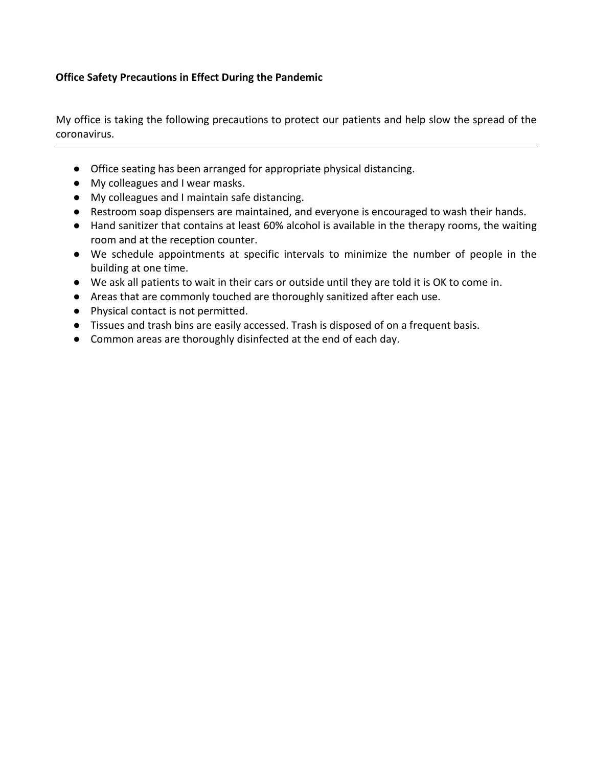**Office Safety Precautions in Effect During the Pandemic**

My office is taking the following precautions to protect our patients and help slow the spread of the coronavirus.

---

- Office seating has been arranged for appropriate physical distancing.
- My colleagues and I wear masks.
- My colleagues and I maintain safe distancing.
- Restroom soap dispensers are maintained, and everyone is encouraged to wash their hands.
- Hand sanitizer that contains at least 60% alcohol is available in the therapy rooms, the waiting room and at the reception counter.
- We schedule appointments at specific intervals to minimize the number of people in the building at one time.
- We ask all patients to wait in their cars or outside until they are told it is OK to come in.
- Areas that are commonly touched are thoroughly sanitized after each use.
- Physical contact is not permitted.
- Tissues and trash bins are easily accessed. Trash is disposed of on a frequent basis.
- Common areas are thoroughly disinfected at the end of each day.